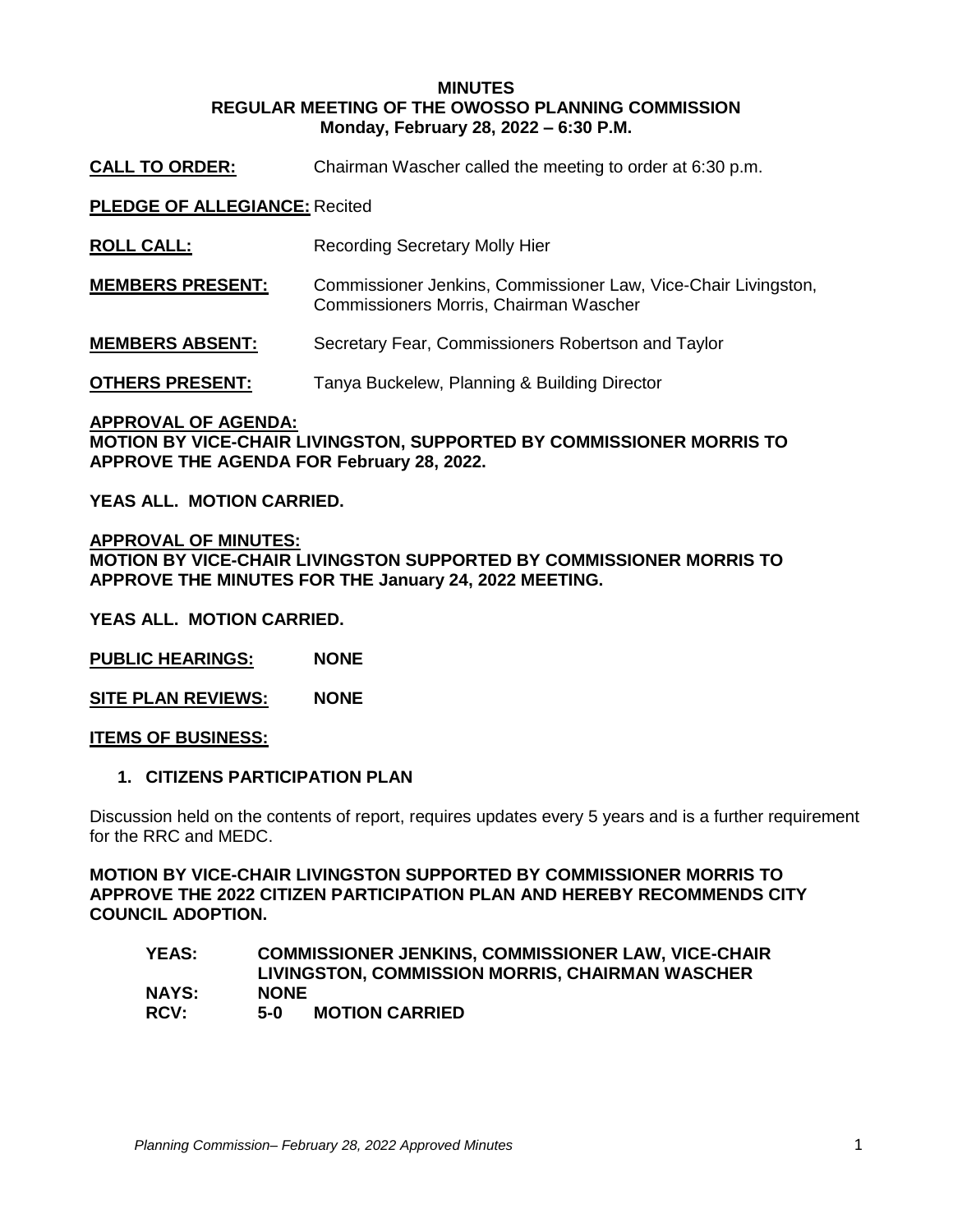**MINUTES**
**REGULAR MEETING OF THE OWOSSO PLANNING COMMISSION**
**Monday, February 28, 2022 – 6:30 P.M.**

**CALL TO ORDER:** Chairman Wascher called the meeting to order at 6:30 p.m.

**PLEDGE OF ALLEGIANCE:** Recited

**ROLL CALL:** Recording Secretary Molly Hier

**MEMBERS PRESENT:** Commissioner Jenkins, Commissioner Law, Vice-Chair Livingston, Commissioners Morris, Chairman Wascher

**MEMBERS ABSENT:** Secretary Fear, Commissioners Robertson and Taylor

**OTHERS PRESENT:** Tanya Buckelew, Planning & Building Director

**APPROVAL OF AGENDA:**
**MOTION BY VICE-CHAIR LIVINGSTON, SUPPORTED BY COMMISSIONER MORRIS TO APPROVE THE AGENDA FOR February 28, 2022.**

**YEAS ALL. MOTION CARRIED.**

**APPROVAL OF MINUTES:**
**MOTION BY VICE-CHAIR LIVINGSTON SUPPORTED BY COMMISSIONER MORRIS TO APPROVE THE MINUTES FOR THE January 24, 2022 MEETING.**

**YEAS ALL. MOTION CARRIED.**

**PUBLIC HEARINGS:** **NONE**

**SITE PLAN REVIEWS:** **NONE**

**ITEMS OF BUSINESS:**

**1. CITIZENS PARTICIPATION PLAN**

Discussion held on the contents of report, requires updates every 5 years and is a further requirement for the RRC and MEDC.

**MOTION BY VICE-CHAIR LIVINGSTON SUPPORTED BY COMMISSIONER MORRIS TO APPROVE THE 2022 CITIZEN PARTICIPATION PLAN AND HEREBY RECOMMENDS CITY COUNCIL ADOPTION.**

**YEAS:** **COMMISSIONER JENKINS, COMMISSIONER LAW, VICE-CHAIR LIVINGSTON, COMMISSION MORRIS, CHAIRMAN WASCHER**
**NAYS:** **NONE**
**RCV:** **5-0 MOTION CARRIED**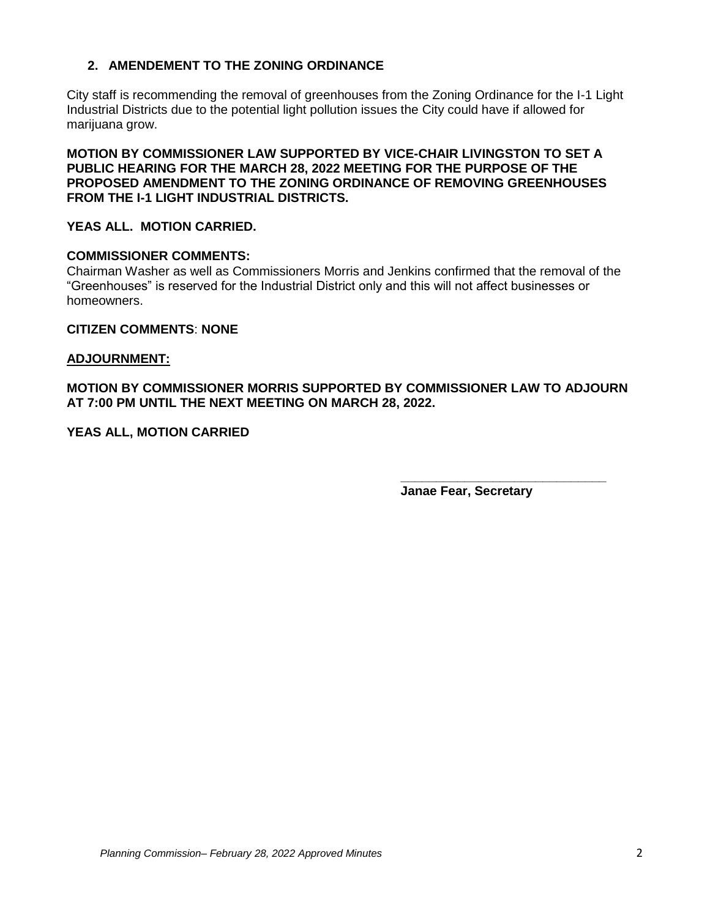## 2. AMENDEMENT TO THE ZONING ORDINANCE

City staff is recommending the removal of greenhouses from the Zoning Ordinance for the I-1 Light Industrial Districts due to the potential light pollution issues the City could have if allowed for marijuana grow.

**MOTION BY COMMISSIONER LAW SUPPORTED BY VICE-CHAIR LIVINGSTON TO SET A PUBLIC HEARING FOR THE MARCH 28, 2022 MEETING FOR THE PURPOSE OF THE PROPOSED AMENDMENT TO THE ZONING ORDINANCE OF REMOVING GREENHOUSES FROM THE I-1 LIGHT INDUSTRIAL DISTRICTS.**

**YEAS ALL. MOTION CARRIED.**

**COMMISSIONER COMMENTS:**

Chairman Washer as well as Commissioners Morris and Jenkins confirmed that the removal of the "Greenhouses" is reserved for the Industrial District only and this will not affect businesses or homeowners.

**CITIZEN COMMENTS**: **NONE**

**ADJOURNMENT:**

**MOTION BY COMMISSIONER MORRIS SUPPORTED BY COMMISSIONER LAW TO ADJOURN AT 7:00 PM UNTIL THE NEXT MEETING ON MARCH 28, 2022.**

**YEAS ALL, MOTION CARRIED**

______________________________

**Janae Fear, Secretary**